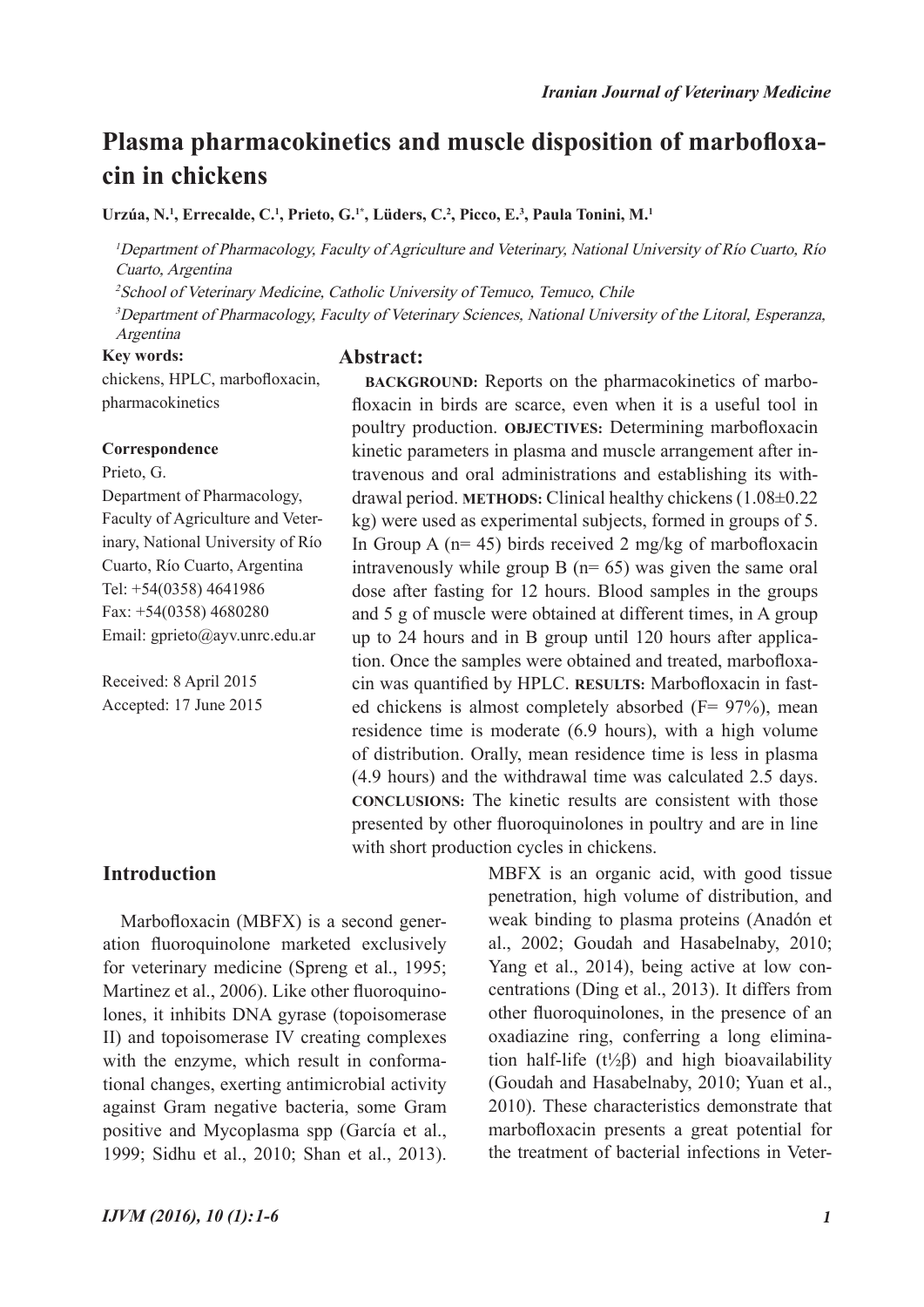# Plasma pharmacokinetics and muscle disposition of marbofloxacin in chickens

**Urzúa, N.[1], Errecalde, C.[1], Prieto, G.[1*], Lüders, C.[2], Picco, E.[3], Paula Tonini, M.[1]**

[1]*Department of Pharmacology, Faculty of Agriculture and Veterinary, National University of Río Cuarto, Río Cuarto, Argentina*

[2]*School of Veterinary Medicine, Catholic University of Temuco, Temuco, Chile*

[3]*Department of Pharmacology, Faculty of Veterinary Sciences, National University of the Litoral, Esperanza, Argentina*

**Key words:**
chickens, HPLC, marbofloxacin, pharmacokinetics

**Correspondence**
Prieto, G.
Department of Pharmacology, Faculty of Agriculture and Veterinary, National University of Río Cuarto, Río Cuarto, Argentina
Tel: +54(0358) 4641986
Fax: +54(0358) 4680280
Email: gprieto@ayv.unrc.edu.ar

Received: 8 April 2015
Accepted: 17 June 2015

## Abstract:

**BACKGROUND:** Reports on the pharmacokinetics of marbofloxacin in birds are scarce, even when it is a useful tool in poultry production. **OBJECTIVES:** Determining marbofloxacin kinetic parameters in plasma and muscle arrangement after intravenous and oral administrations and establishing its withdrawal period. **METHODS:** Clinical healthy chickens (1.08±0.22 kg) were used as experimental subjects, formed in groups of 5. In Group A (n= 45) birds received 2 mg/kg of marbofloxacin intravenously while group B (n= 65) was given the same oral dose after fasting for 12 hours. Blood samples in the groups and 5 g of muscle were obtained at different times, in A group up to 24 hours and in B group until 120 hours after application. Once the samples were obtained and treated, marbofloxacin was quantified by HPLC. **RESULTS:** Marbofloxacin in fasted chickens is almost completely absorbed (F= 97%), mean residence time is moderate (6.9 hours), with a high volume of distribution. Orally, mean residence time is less in plasma (4.9 hours) and the withdrawal time was calculated 2.5 days. **CONCLUSIONS:** The kinetic results are consistent with those presented by other fluoroquinolones in poultry and are in line with short production cycles in chickens.

## Introduction

Marbofloxacin (MBFX) is a second generation fluoroquinolone marketed exclusively for veterinary medicine (Spreng et al., 1995; Martinez et al., 2006). Like other fluoroquinolones, it inhibits DNA gyrase (topoisomerase II) and topoisomerase IV creating complexes with the enzyme, which result in conformational changes, exerting antimicrobial activity against Gram negative bacteria, some Gram positive and Mycoplasma spp (García et al., 1999; Sidhu et al., 2010; Shan et al., 2013). MBFX is an organic acid, with good tissue penetration, high volume of distribution, and weak binding to plasma proteins (Anadón et al., 2002; Goudah and Hasabelnaby, 2010; Yang et al., 2014), being active at low concentrations (Ding et al., 2013). It differs from other fluoroquinolones, in the presence of an oxadiazine ring, conferring a long elimination half-life ($t_{½β}$) and high bioavailability (Goudah and Hasabelnaby, 2010; Yuan et al., 2010). These characteristics demonstrate that marbofloxacin presents a great potential for the treatment of bacterial infections in Veter-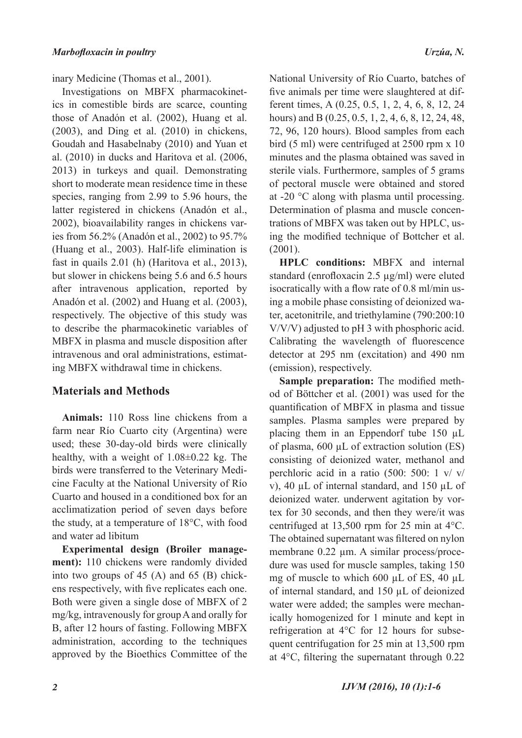inary Medicine (Thomas et al., 2001).

Investigations on MBFX pharmacokinetics in comestible birds are scarce, counting those of Anadón et al. (2002), Huang et al. (2003), and Ding et al. (2010) in chickens, Goudah and Hasabelnaby (2010) and Yuan et al. (2010) in ducks and Haritova et al. (2006, 2013) in turkeys and quail. Demonstrating short to moderate mean residence time in these species, ranging from 2.99 to 5.96 hours, the latter registered in chickens (Anadón et al., 2002), bioavailability ranges in chickens varies from 56.2% (Anadón et al., 2002) to 95.7% (Huang et al., 2003). Half-life elimination is fast in quails 2.01 (h) (Haritova et al., 2013), but slower in chickens being 5.6 and 6.5 hours after intravenous application, reported by Anadón et al. (2002) and Huang et al. (2003), respectively. The objective of this study was to describe the pharmacokinetic variables of MBFX in plasma and muscle disposition after intravenous and oral administrations, estimating MBFX withdrawal time in chickens.

## Materials and Methods

**Animals:** 110 Ross line chickens from a farm near Río Cuarto city (Argentina) were used; these 30-day-old birds were clinically healthy, with a weight of 1.08±0.22 kg. The birds were transferred to the Veterinary Medicine Faculty at the National University of Río Cuarto and housed in a conditioned box for an acclimatization period of seven days before the study, at a temperature of 18°C, with food and water ad libitum

**Experimental design (Broiler management):** 110 chickens were randomly divided into two groups of 45 (A) and 65 (B) chickens respectively, with five replicates each one. Both were given a single dose of MBFX of 2 mg/kg, intravenously for group A and orally for B, after 12 hours of fasting. Following MBFX administration, according to the techniques approved by the Bioethics Committee of the National University of Río Cuarto, batches of five animals per time were slaughtered at different times, A (0.25, 0.5, 1, 2, 4, 6, 8, 12, 24 hours) and B (0.25, 0.5, 1, 2, 4, 6, 8, 12, 24, 48, 72, 96, 120 hours). Blood samples from each bird (5 ml) were centrifuged at 2500 rpm x 10 minutes and the plasma obtained was saved in sterile vials. Furthermore, samples of 5 grams of pectoral muscle were obtained and stored at -20 °C along with plasma until processing. Determination of plasma and muscle concentrations of MBFX was taken out by HPLC, using the modified technique of Bottcher et al. (2001).

**HPLC conditions:** MBFX and internal standard (enrofloxacin 2.5 µg/ml) were eluted isocratically with a flow rate of 0.8 ml/min using a mobile phase consisting of deionized water, acetonitrile, and triethylamine (790:200:10 V/V/V) adjusted to pH 3 with phosphoric acid. Calibrating the wavelength of fluorescence detector at 295 nm (excitation) and 490 nm (emission), respectively.

**Sample preparation:** The modified method of Böttcher et al. (2001) was used for the quantification of MBFX in plasma and tissue samples. Plasma samples were prepared by placing them in an Eppendorf tube 150 µL of plasma, 600 µL of extraction solution (ES) consisting of deionized water, methanol and perchloric acid in a ratio (500: 500: 1 v/ v/ v), 40 µL of internal standard, and 150 µL of deionized water. underwent agitation by vortex for 30 seconds, and then they were/it was centrifuged at 13,500 rpm for 25 min at 4°C. The obtained supernatant was filtered on nylon membrane 0.22 µm. A similar process/procedure was used for muscle samples, taking 150 mg of muscle to which 600 µL of ES, 40 µL of internal standard, and 150 µL of deionized water were added; the samples were mechanically homogenized for 1 minute and kept in refrigeration at 4°C for 12 hours for subsequent centrifugation for 25 min at 13,500 rpm at 4°C, filtering the supernatant through 0.22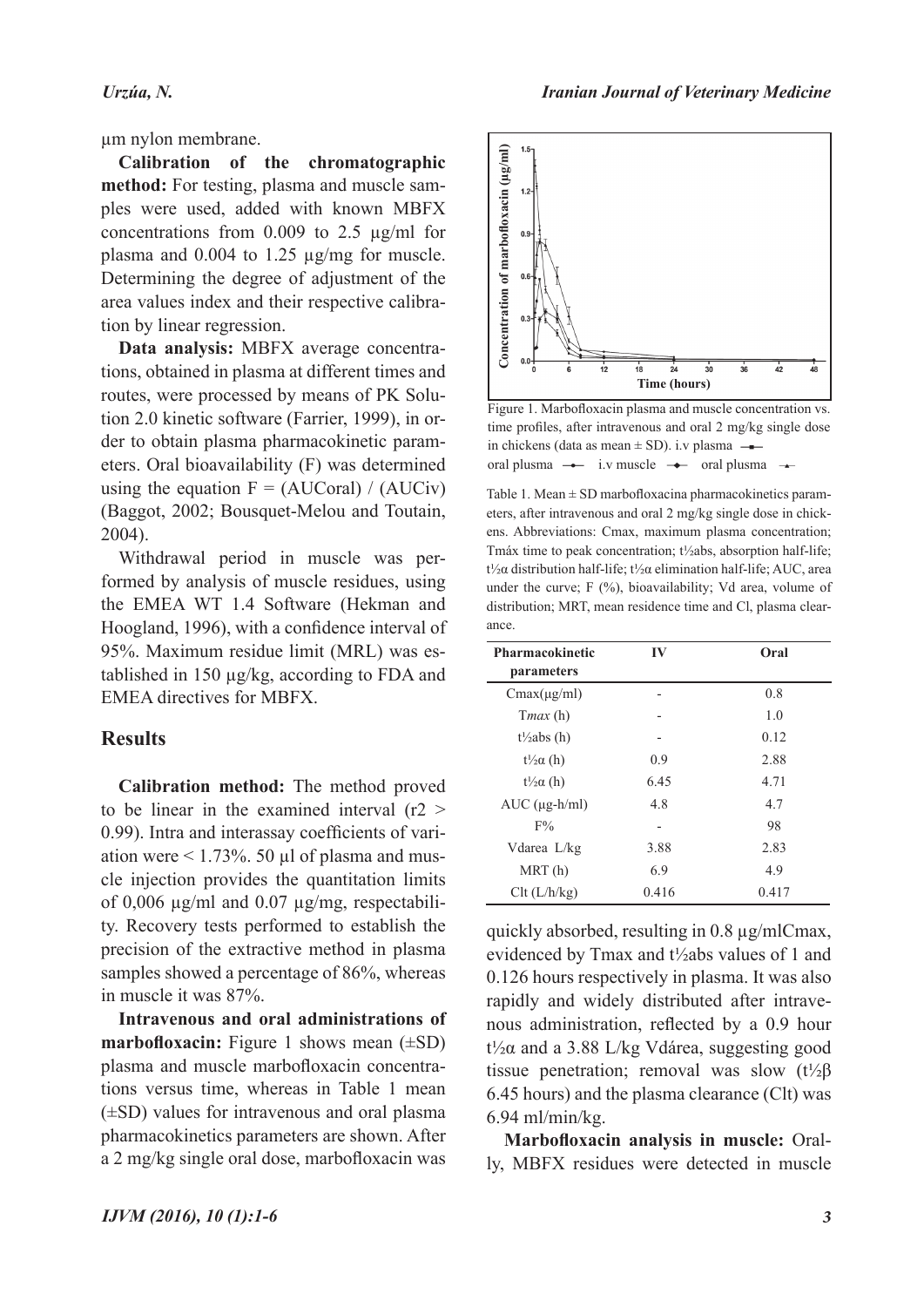µm nylon membrane.

**Calibration of the chromatographic method:** For testing, plasma and muscle samples were used, added with known MBFX concentrations from 0.009 to 2.5 µg/ml for plasma and 0.004 to 1.25 µg/mg for muscle. Determining the degree of adjustment of the area values index and their respective calibration by linear regression.

**Data analysis:** MBFX average concentrations, obtained in plasma at different times and routes, were processed by means of PK Solution 2.0 kinetic software (Farrier, 1999), in order to obtain plasma pharmacokinetic parameters. Oral bioavailability (F) was determined using the equation F = (AUCoral) / (AUCiv) (Baggot, 2002; Bousquet-Melou and Toutain, 2004).

Withdrawal period in muscle was performed by analysis of muscle residues, using the EMEA WT 1.4 Software (Hekman and Hoogland, 1996), with a confidence interval of 95%. Maximum residue limit (MRL) was established in 150 µg/kg, according to FDA and EMEA directives for MBFX.

## Results

**Calibration method:** The method proved to be linear in the examined interval ($r2 > 0.99$). Intra and interassay coefficients of variation were < 1.73%. 50 µl of plasma and muscle injection provides the quantitation limits of 0,006 µg/ml and 0.07 µg/mg, respectability. Recovery tests performed to establish the precision of the extractive method in plasma samples showed a percentage of 86%, whereas in muscle it was 87%.

**Intravenous and oral administrations of marbofloxacin:** Figure 1 shows mean (±SD) plasma and muscle marbofloxacin concentrations versus time, whereas in Table 1 mean (±SD) values for intravenous and oral plasma pharmacokinetics parameters are shown. After a 2 mg/kg single oral dose, marbofloxacin was quickly absorbed, resulting in 0.8 µg/mlCmax, evidenced by Tmax and t½abs values of 1 and 0.126 hours respectively in plasma. It was also rapidly and widely distributed after intravenous administration, reflected by a 0.9 hour t½α and a 3.88 L/kg Vdárea, suggesting good tissue penetration; removal was slow (t½β 6.45 hours) and the plasma clearance (Clt) was 6.94 ml/min/kg.

**Marbofloxacin analysis in muscle:** Orally, MBFX residues were detected in muscle

Figure 1. Marbofloxacin plasma and muscle concentration vs. time profiles, after intravenous and oral 2 mg/kg single dose in chickens (data as mean ± SD). i.v plasma; oral plusma; i.v muscle; oral plusma

Table 1. Mean ± SD marbofloxacina pharmacokinetics parameters, after intravenous and oral 2 mg/kg single dose in chickens. Abbreviations: Cmax, maximum plasma concentration; Tmáx time to peak concentration; t½abs, absorption half-life; t½α distribution half-life; t½α elimination half-life; AUC, area under the curve; F (%), bioavailability; Vd area, volume of distribution; MRT, mean residence time and Cl, plasma clearance.

| Pharmacokinetic parameters | IV | Oral |
|---|---|---|
| Cmax(µg/ml) | - | 0.8 |
| T*max* (h) | - | 1.0 |
| t½abs (h) | - | 0.12 |
| t½α (h) | 0.9 | 2.88 |
| t½α (h) | 6.45 | 4.71 |
| AUC (µg-h/ml) | 4.8 | 4.7 |
| F% | - | 98 |
| Vdarea L/kg | 3.88 | 2.83 |
| MRT (h) | 6.9 | 4.9 |
| Clt (L/h/kg) | 0.416 | 0.417 |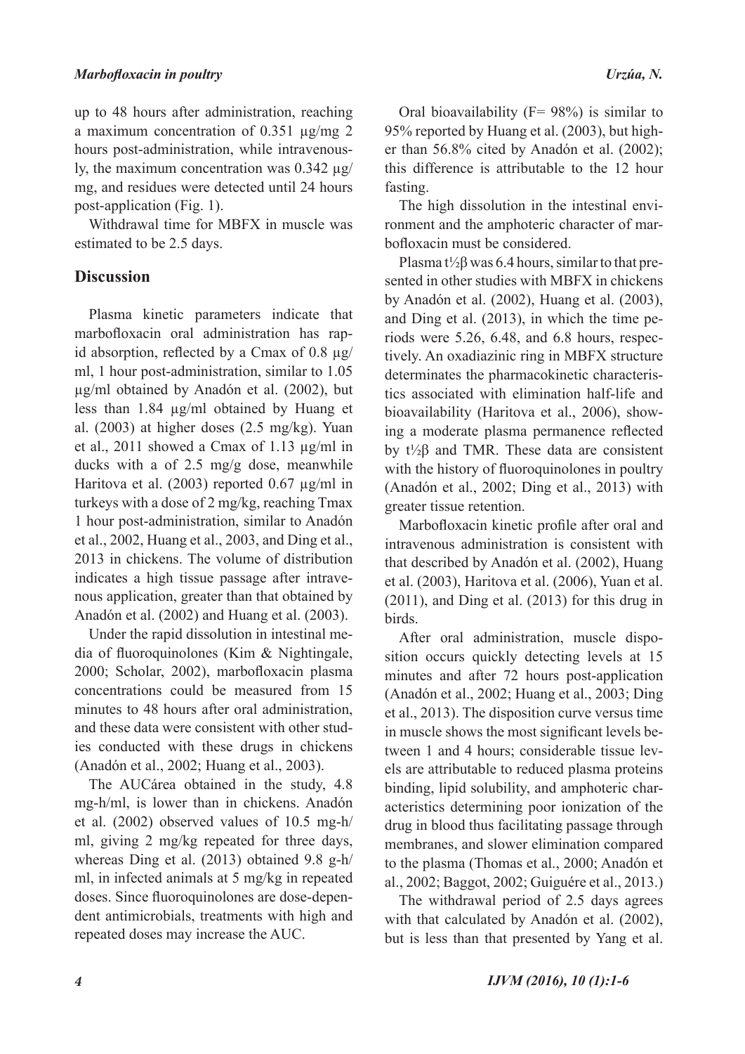up to 48 hours after administration, reaching a maximum concentration of 0.351 µg/mg 2 hours post-administration, while intravenously, the maximum concentration was 0.342 µg/mg, and residues were detected until 24 hours post-application (Fig. 1).

Withdrawal time for MBFX in muscle was estimated to be 2.5 days.

## Discussion

Plasma kinetic parameters indicate that marbofloxacin oral administration has rapid absorption, reflected by a Cmax of 0.8 µg/ml, 1 hour post-administration, similar to 1.05 µg/ml obtained by Anadón et al. (2002), but less than 1.84 µg/ml obtained by Huang et al. (2003) at higher doses (2.5 mg/kg). Yuan et al., 2011 showed a Cmax of 1.13 µg/ml in ducks with a of 2.5 mg/g dose, meanwhile Haritova et al. (2003) reported 0.67 µg/ml in turkeys with a dose of 2 mg/kg, reaching Tmax 1 hour post-administration, similar to Anadón et al., 2002, Huang et al., 2003, and Ding et al., 2013 in chickens. The volume of distribution indicates a high tissue passage after intravenous application, greater than that obtained by Anadón et al. (2002) and Huang et al. (2003).

Under the rapid dissolution in intestinal media of fluoroquinolones (Kim & Nightingale, 2000; Scholar, 2002), marbofloxacin plasma concentrations could be measured from 15 minutes to 48 hours after oral administration, and these data were consistent with other studies conducted with these drugs in chickens (Anadón et al., 2002; Huang et al., 2003).

The AUCárea obtained in the study, 4.8 mg-h/ml, is lower than in chickens. Anadón et al. (2002) observed values of 10.5 mg-h/ml, giving 2 mg/kg repeated for three days, whereas Ding et al. (2013) obtained 9.8 g-h/ml, in infected animals at 5 mg/kg in repeated doses. Since fluoroquinolones are dose-dependent antimicrobials, treatments with high and repeated doses may increase the AUC.

Oral bioavailability (F= 98%) is similar to 95% reported by Huang et al. (2003), but higher than 56.8% cited by Anadón et al. (2002); this difference is attributable to the 12 hour fasting.

The high dissolution in the intestinal environment and the amphoteric character of marbofloxacin must be considered.

Plasma $t_{½}\beta$ was 6.4 hours, similar to that presented in other studies with MBFX in chickens by Anadón et al. (2002), Huang et al. (2003), and Ding et al. (2013), in which the time periods were 5.26, 6.48, and 6.8 hours, respectively. An oxadiazinic ring in MBFX structure determinates the pharmacokinetic characteristics associated with elimination half-life and bioavailability (Haritova et al., 2006), showing a moderate plasma permanence reflected by $t_{½}\beta$ and TMR. These data are consistent with the history of fluoroquinolones in poultry (Anadón et al., 2002; Ding et al., 2013) with greater tissue retention.

Marbofloxacin kinetic profile after oral and intravenous administration is consistent with that described by Anadón et al. (2002), Huang et al. (2003), Haritova et al. (2006), Yuan et al. (2011), and Ding et al. (2013) for this drug in birds.

After oral administration, muscle disposition occurs quickly detecting levels at 15 minutes and after 72 hours post-application (Anadón et al., 2002; Huang et al., 2003; Ding et al., 2013). The disposition curve versus time in muscle shows the most significant levels between 1 and 4 hours; considerable tissue levels are attributable to reduced plasma proteins binding, lipid solubility, and amphoteric characteristics determining poor ionization of the drug in blood thus facilitating passage through membranes, and slower elimination compared to the plasma (Thomas et al., 2000; Anadón et al., 2002; Baggot, 2002; Guiguére et al., 2013.)

The withdrawal period of 2.5 days agrees with that calculated by Anadón et al. (2002), but is less than that presented by Yang et al.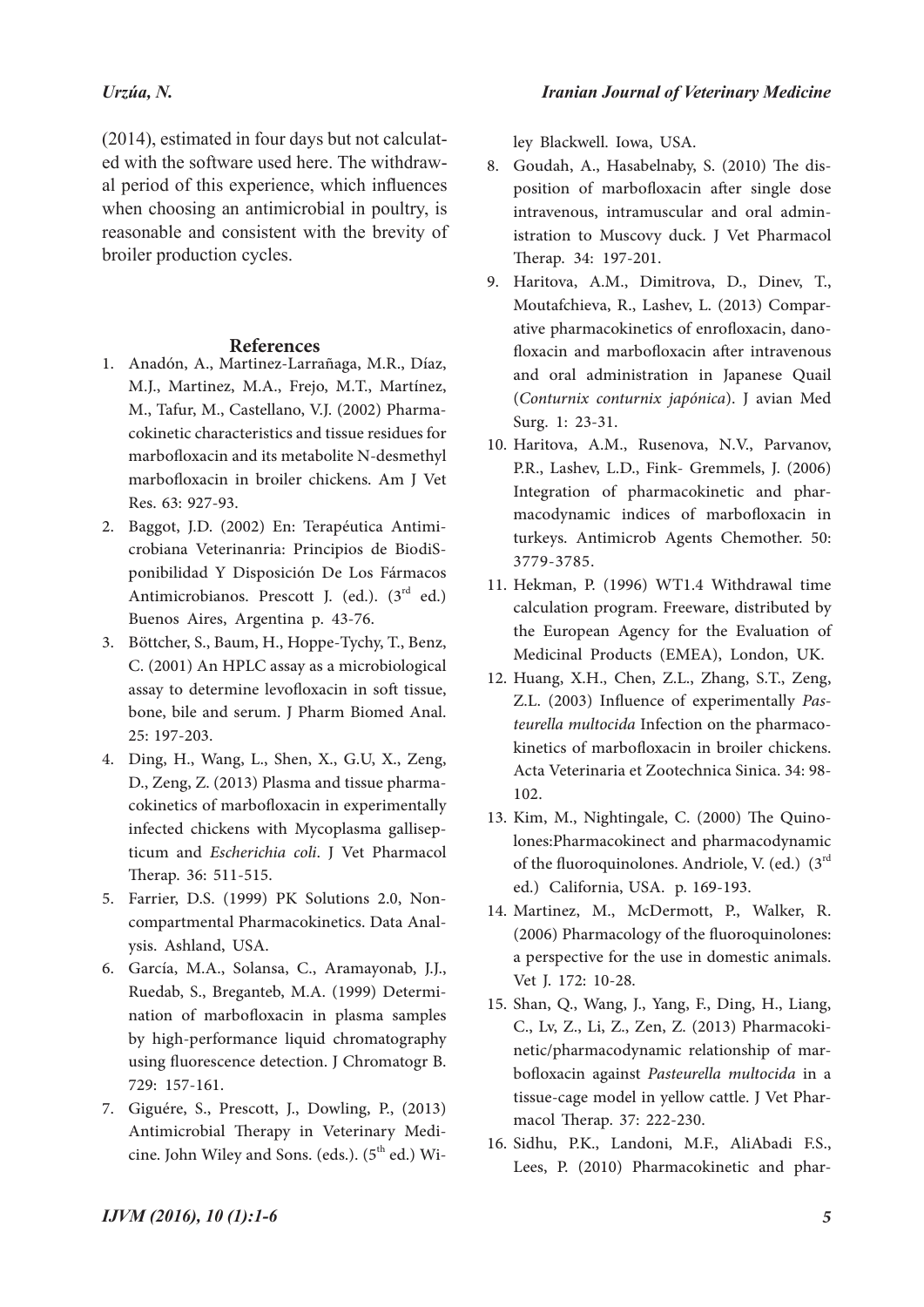(2014), estimated in four days but not calculated with the software used here. The withdrawal period of this experience, which influences when choosing an antimicrobial in poultry, is reasonable and consistent with the brevity of broiler production cycles.

## References

1. Anadón, A., Martinez-Larrañaga, M.R., Díaz, M.J., Martinez, M.A., Frejo, M.T., Martínez, M., Tafur, M., Castellano, V.J. (2002) Pharmacokinetic characteristics and tissue residues for marbofloxacin and its metabolite N-desmethyl marbofloxacin in broiler chickens. Am J Vet Res. 63: 927-93.
2. Baggot, J.D. (2002) En: Terapéutica Antimicrobiana Veterinanria: Principios de BiodiSponibilidad Y Disposición De Los Fármacos Antimicrobianos. Prescott J. (ed.). (3rd ed.) Buenos Aires, Argentina p. 43-76.
3. Böttcher, S., Baum, H., Hoppe-Tychy, T., Benz, C. (2001) An HPLC assay as a microbiological assay to determine levofloxacin in soft tissue, bone, bile and serum. J Pharm Biomed Anal. 25: 197-203.
4. Ding, H., Wang, L., Shen, X., G.U, X., Zeng, D., Zeng, Z. (2013) Plasma and tissue pharmacokinetics of marbofloxacin in experimentally infected chickens with Mycoplasma gallisepticum and *Escherichia coli*. J Vet Pharmacol Therap. 36: 511-515.
5. Farrier, D.S. (1999) PK Solutions 2.0, Noncompartmental Pharmacokinetics. Data Analysis. Ashland, USA.
6. García, M.A., Solansa, C., Aramayonab, J.J., Ruedab, S., Breganteb, M.A. (1999) Determination of marbofloxacin in plasma samples by high-performance liquid chromatography using fluorescence detection. J Chromatogr B. 729: 157-161.
7. Giguére, S., Prescott, J., Dowling, P., (2013) Antimicrobial Therapy in Veterinary Medicine. John Wiley and Sons. (eds.). (5th ed.) Wiley Blackwell. Iowa, USA.
8. Goudah, A., Hasabelnaby, S. (2010) The disposition of marbofloxacin after single dose intravenous, intramuscular and oral administration to Muscovy duck. J Vet Pharmacol Therap. 34: 197-201.
9. Haritova, A.M., Dimitrova, D., Dinev, T., Moutafchieva, R., Lashev, L. (2013) Comparative pharmacokinetics of enrofloxacin, danofloxacin and marbofloxacin after intravenous and oral administration in Japanese Quail (*Conturnix conturnix japónica*). J avian Med Surg. 1: 23-31.
10. Haritova, A.M., Rusenova, N.V., Parvanov, P.R., Lashev, L.D., Fink- Gremmels, J. (2006) Integration of pharmacokinetic and pharmacodynamic indices of marbofloxacin in turkeys. Antimicrob Agents Chemother. 50: 3779-3785.
11. Hekman, P. (1996) WT1.4 Withdrawal time calculation program. Freeware, distributed by the European Agency for the Evaluation of Medicinal Products (EMEA), London, UK.
12. Huang, X.H., Chen, Z.L., Zhang, S.T., Zeng, Z.L. (2003) Influence of experimentally *Pasteurella multocida* Infection on the pharmacokinetics of marbofloxacin in broiler chickens. Acta Veterinaria et Zootechnica Sinica. 34: 98-102.
13. Kim, M., Nightingale, C. (2000) The Quinolones:Pharmacokinect and pharmacodynamic of the fluoroquinolones. Andriole, V. (ed.) (3rd ed.) California, USA. p. 169-193.
14. Martinez, M., McDermott, P., Walker, R. (2006) Pharmacology of the fluoroquinolones: a perspective for the use in domestic animals. Vet J. 172: 10-28.
15. Shan, Q., Wang, J., Yang, F., Ding, H., Liang, C., Lv, Z., Li, Z., Zen, Z. (2013) Pharmacokinetic/pharmacodynamic relationship of marbofloxacin against *Pasteurella multocida* in a tissue-cage model in yellow cattle. J Vet Pharmacol Therap. 37: 222-230.
16. Sidhu, P.K., Landoni, M.F., AliAbadi F.S., Lees, P. (2010) Pharmacokinetic and phar-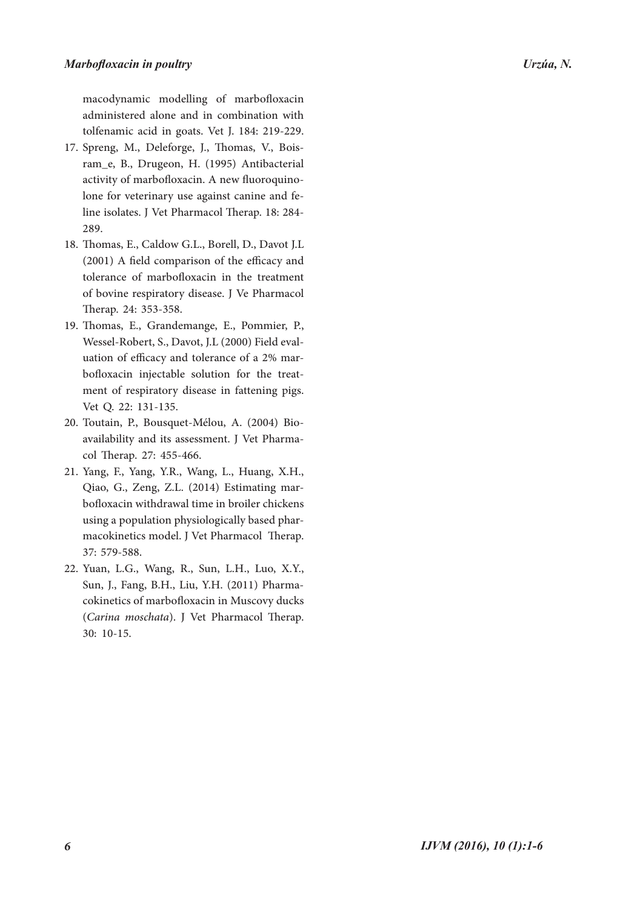macodynamic modelling of marbofloxacin administered alone and in combination with tolfenamic acid in goats. Vet J. 184: 219-229.

17. Spreng, M., Deleforge, J., Thomas, V., Boisram_e, B., Drugeon, H. (1995) Antibacterial activity of marbofloxacin. A new fluoroquinolone for veterinary use against canine and feline isolates. J Vet Pharmacol Therap. 18: 284-289.
18. Thomas, E., Caldow G.L., Borell, D., Davot J.L (2001) A field comparison of the efficacy and tolerance of marbofloxacin in the treatment of bovine respiratory disease. J Ve Pharmacol Therap. 24: 353-358.
19. Thomas, E., Grandemange, E., Pommier, P., Wessel-Robert, S., Davot, J.L (2000) Field evaluation of efficacy and tolerance of a 2% marbofloxacin injectable solution for the treatment of respiratory disease in fattening pigs. Vet Q. 22: 131-135.
20. Toutain, P., Bousquet-Mélou, A. (2004) Bioavailability and its assessment. J Vet Pharmacol Therap. 27: 455-466.
21. Yang, F., Yang, Y.R., Wang, L., Huang, X.H., Qiao, G., Zeng, Z.L. (2014) Estimating marbofloxacin withdrawal time in broiler chickens using a population physiologically based pharmacokinetics model. J Vet Pharmacol Therap. 37: 579-588.
22. Yuan, L.G., Wang, R., Sun, L.H., Luo, X.Y., Sun, J., Fang, B.H., Liu, Y.H. (2011) Pharmacokinetics of marbofloxacin in Muscovy ducks (*Carina moschata*). J Vet Pharmacol Therap. 30: 10-15.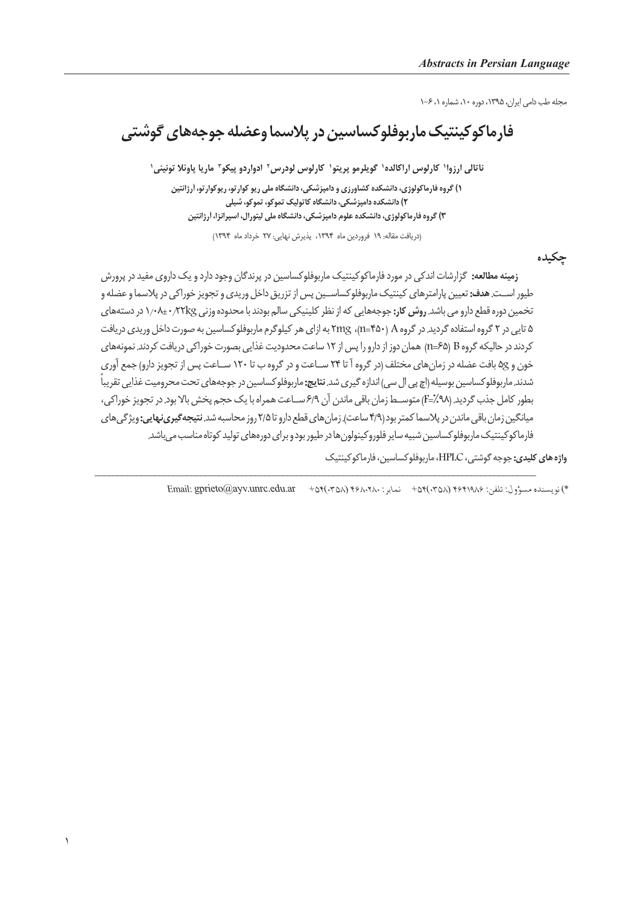# فارماکوکینتیک ماربوفلوکساسین در پلاسما وعضله جوجه‌های گوشتی

**ناتالی ارزوا[1] کارلوس اراکالده[1] گویلرمو پریتو[1] کارلوس لودرس[2] ادواردو پیکو[3] ماریا پاوئلا تونینی[1]**

**۱) گروه فارماکولوژی، دانشکده کشاورزی و دامپزشکی، دانشگاه ملی ریو کوارتو، ریوکوارتو، آرژانتین**

**۲) دانشکده دامپزشکی، دانشگاه کاتولیک تموکو، تموکو، شیلی**

**۳) گروه فارماکولوژی، دانشکده علوم دامپزشکی، دانشگاه ملی لیتورال، اسپرانزا، آرژانتین**

(دریافت مقاله: ۱۹ فروردین ماه ۱۳۹۴، پذیرش نهایی: ۲۷ خرداد ماه ۱۳۹۴)

## چکیده

**زمینه مطالعه:** گزارشات اندکی در مورد فارماکوکینتیک ماربوفلوکساسین در پرندگان وجود دارد و یک داروی مفید در پرورش طیور اســت. **هدف:** تعیین پارامترهای کینتیک ماربوفلوکساسـین پس از تزریق داخل وریدی و تجویز خوراکی در پلاسما و عضله و تخمین دوره قطع دارو می باشد. **روش کار:** جوجه‌هایی که از نظر کلینیکی سالم بودند با محدوده وزنی ۱/۰۸±۰/۲۲kg در دسته‌های ۵ تایی در ۲ گروه استفاده گردید. در گروه A (n=۴۵۰)، ۲mg به ازای هر کیلوگرم ماربوفلوکساسین به صورت داخل وریدی دریافت کردند در حالیکه گروه B (n=۶۵) همان دوز از دارو را پس از ۱۲ ساعت محدودیت غذایی بصورت خوراکی دریافت کردند. نمونه‌های خون و ۵g بافت عضله در زمان‌های مختلف (در گروه آ تا ۲۴ ســاعت و در گروه ب تا ۱۲۰ ســاعت پس از تجویز دارو) جمع آوری شدند. ماربوفلوکساسین بوسیله (اچ پی ال سی) اندازه گیری شد. **نتایج:** ماربوفلوکساسین در جوجه‌های تحت محرومیت غذایی تقریباً بطور کامل جذب گردید. (F=٪۹۸) متوســط زمان باقی ماندن آن ۶/۹ ســاعت همراه با یک حجم پخش بالا بود. در تجویز خوراکی، میانگین زمان باقی ماندن در پلاسما کمتر بود (۴/۹ ساعت). زمان‌های قطع دارو تا ۲/۵ روز محاسبه شد. **نتیجه‌گیری نهایی:** ویژگی‌های فارماکوکینتیک ماربوفلوکساسین شبیه سایر فلوروکینولون‌ها در طیور بود و برای دوره‌های تولید کوتاه مناسب می‌باشد.

**واژه های کلیدی:** جوجه گوشتی، HPLC، ماربوفلوکساسین، فارماکوکینتیک

---

*) نویسنده مسؤول: تلفن: ۴۶۴۱۹۸۶ (۰۳۵۸)۵۴+ نمابر: ۴۶۸۰۲۸۰ (۰۳۵۸)۵۴+ Email: gprieto@ayv.unrc.edu.ar